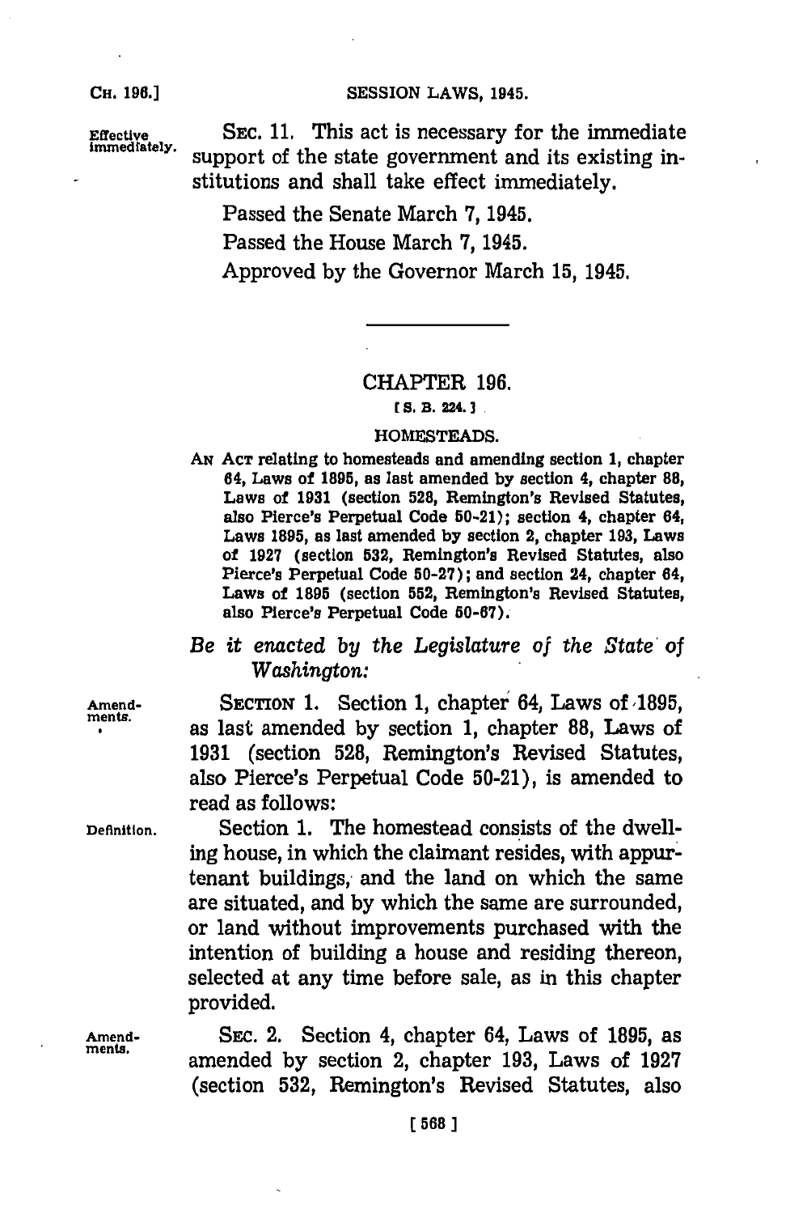Effective immediately.

SEC. 11. This act is necessary for the immediate support of the state government and its existing institutions and shall take effect immediately.

Passed the Senate March 7, 1945.

Passed the House March 7, 1945.

Approved by the Governor March 15, 1945.

---

## CHAPTER 196.

[S. B. 224.]

### HOMESTEADS.

AN ACT relating to homesteads and amending section 1, chapter 64, Laws of 1895, as last amended by section 4, chapter 88, Laws of 1931 (section 528, Remington's Revised Statutes, also Pierce's Perpetual Code 50-21); section 4, chapter 64, Laws 1895, as last amended by section 2, chapter 193, Laws of 1927 (section 532, Remington's Revised Statutes, also Pierce's Perpetual Code 50-27); and section 24, chapter 64, Laws of 1895 (section 552, Remington's Revised Statutes, also Pierce's Perpetual Code 50-67).

*Be it enacted by the Legislature of the State of Washington:*

Amendments.

SECTION 1. Section 1, chapter 64, Laws of 1895, as last amended by section 1, chapter 88, Laws of 1931 (section 528, Remington's Revised Statutes, also Pierce's Perpetual Code 50-21), is amended to read as follows:

Definition.

Section 1. The homestead consists of the dwelling house, in which the claimant resides, with appurtenant buildings, and the land on which the same are situated, and by which the same are surrounded, or land without improvements purchased with the intention of building a house and residing thereon, selected at any time before sale, as in this chapter provided.

Amendments.

SEC. 2. Section 4, chapter 64, Laws of 1895, as amended by section 2, chapter 193, Laws of 1927 (section 532, Remington's Revised Statutes, also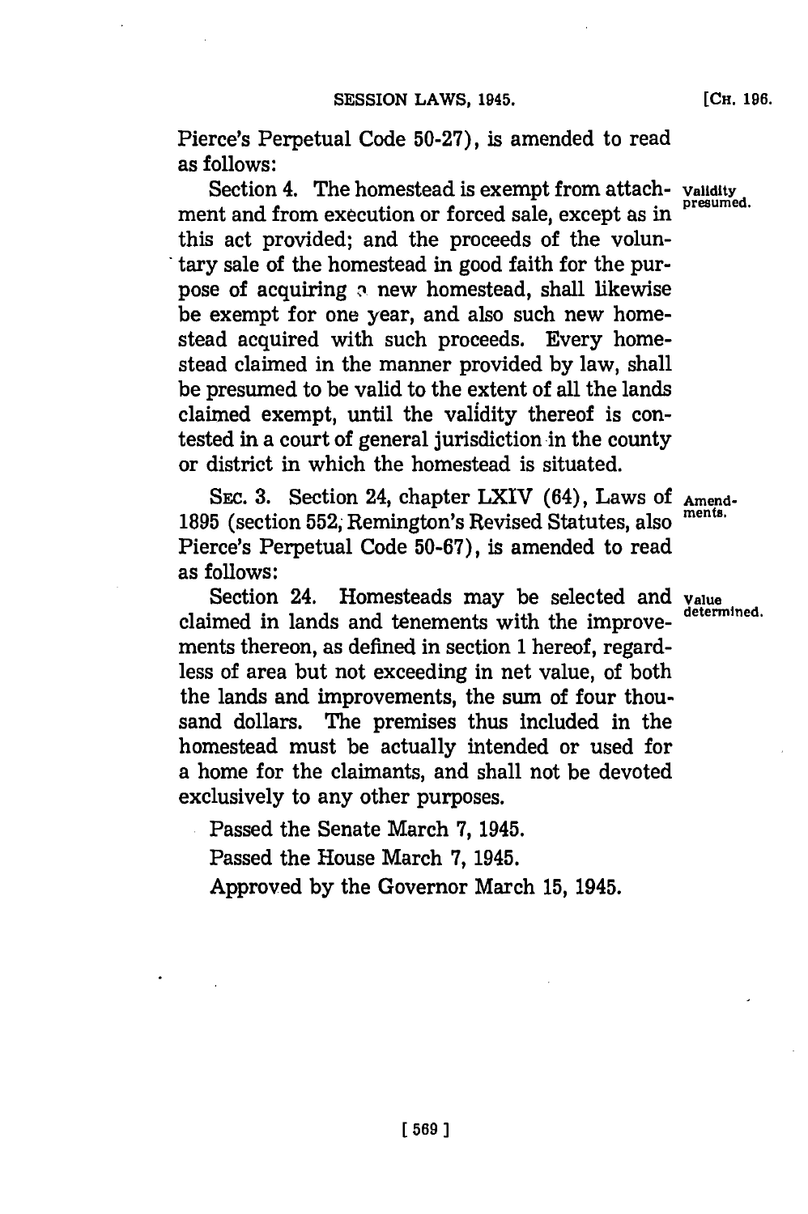Pierce's Perpetual Code 50-27), is amended to read as follows:

Section 4. The homestead is exempt from attachment and from execution or forced sale, except as in this act provided; and the proceeds of the voluntary sale of the homestead in good faith for the purpose of acquiring a new homestead, shall likewise be exempt for one year, and also such new homestead acquired with such proceeds. Every homestead claimed in the manner provided by law, shall be presumed to be valid to the extent of all the lands claimed exempt, until the validity thereof is contested in a court of general jurisdiction in the county or district in which the homestead is situated.

Validity presumed.

SEC. 3. Section 24, chapter LXIV (64), Laws of 1895 (section 552, Remington's Revised Statutes, also Pierce's Perpetual Code 50-67), is amended to read as follows:

Amendments.

Section 24. Homesteads may be selected and claimed in lands and tenements with the improvements thereon, as defined in section 1 hereof, regardless of area but not exceeding in net value, of both the lands and improvements, the sum of four thousand dollars. The premises thus included in the homestead must be actually intended or used for a home for the claimants, and shall not be devoted exclusively to any other purposes.

Value determined.

Passed the Senate March 7, 1945.

Passed the House March 7, 1945.

Approved by the Governor March 15, 1945.